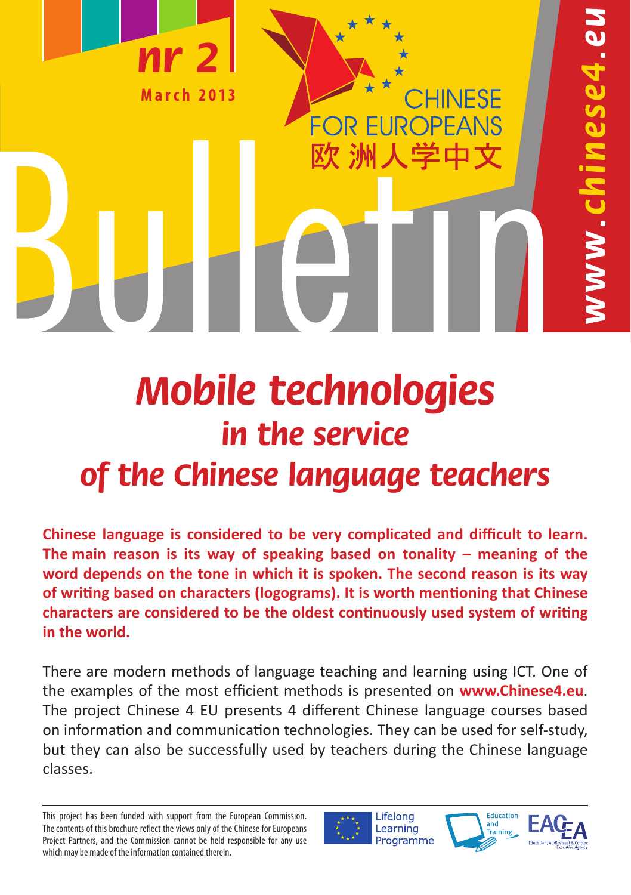nr 2

March 2013

CHINESE FOR EUROPEANS

欧洲人学中文

# Bulletin

www.chinese4.eu

# *Mobile technologies*
## *in the service*
## *of the Chinese language teachers*

**Chinese language is considered to be very complicated and difficult to learn. The main reason is its way of speaking based on tonality – meaning of the word depends on the tone in which it is spoken. The second reason is its way of writing based on characters (logograms). It is worth mentioning that Chinese characters are considered to be the oldest continuously used system of writing in the world.**

There are modern methods of language teaching and learning using ICT. One of the examples of the most efficient methods is presented on **www.Chinese4.eu**. The project Chinese 4 EU presents 4 different Chinese language courses based on information and communication technologies. They can be used for self-study, but they can also be successfully used by teachers during the Chinese language classes.

This project has been funded with support from the European Commission. The contents of this brochure reflect the views only of the Chinese for Europeans Project Partners, and the Commission cannot be held responsible for any use which may be made of the information contained therein.

Lifelong Learning Programme

Education and Training

EACEA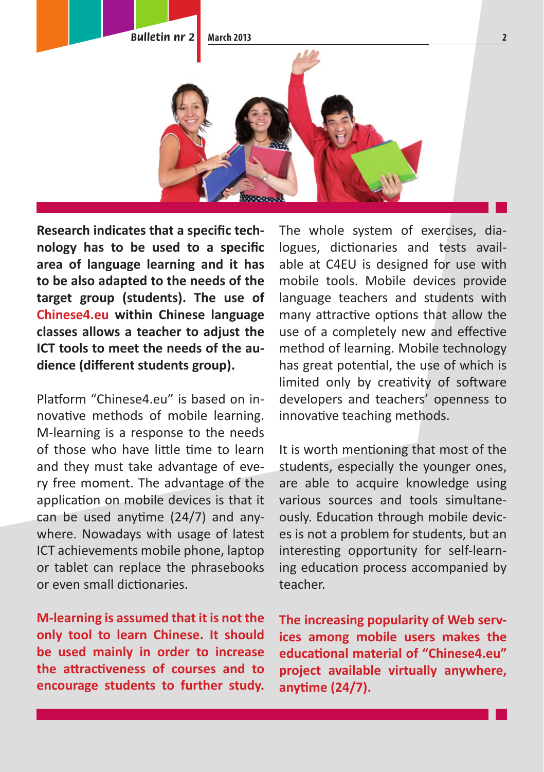**Research indicates that a specific technology has to be used to a specific area of language learning and it has to be also adapted to the needs of the target group (students). The use of Chinese4.eu within Chinese language classes allows a teacher to adjust the ICT tools to meet the needs of the audience (different students group).**

Platform "Chinese4.eu" is based on innovative methods of mobile learning. M-learning is a response to the needs of those who have little time to learn and they must take advantage of every free moment. The advantage of the application on mobile devices is that it can be used anytime (24/7) and anywhere. Nowadays with usage of latest ICT achievements mobile phone, laptop or tablet can replace the phrasebooks or even small dictionaries.

**M-learning is assumed that it is not the only tool to learn Chinese. It should be used mainly in order to increase the attractiveness of courses and to encourage students to further study.**

The whole system of exercises, dialogues, dictionaries and tests available at C4EU is designed for use with mobile tools. Mobile devices provide language teachers and students with many attractive options that allow the use of a completely new and effective method of learning. Mobile technology has great potential, the use of which is limited only by creativity of software developers and teachers' openness to innovative teaching methods.

It is worth mentioning that most of the students, especially the younger ones, are able to acquire knowledge using various sources and tools simultaneously. Education through mobile devices is not a problem for students, but an interesting opportunity for self-learning education process accompanied by teacher.

**The increasing popularity of Web services among mobile users makes the educational material of "Chinese4.eu" project available virtually anywhere, anytime (24/7).**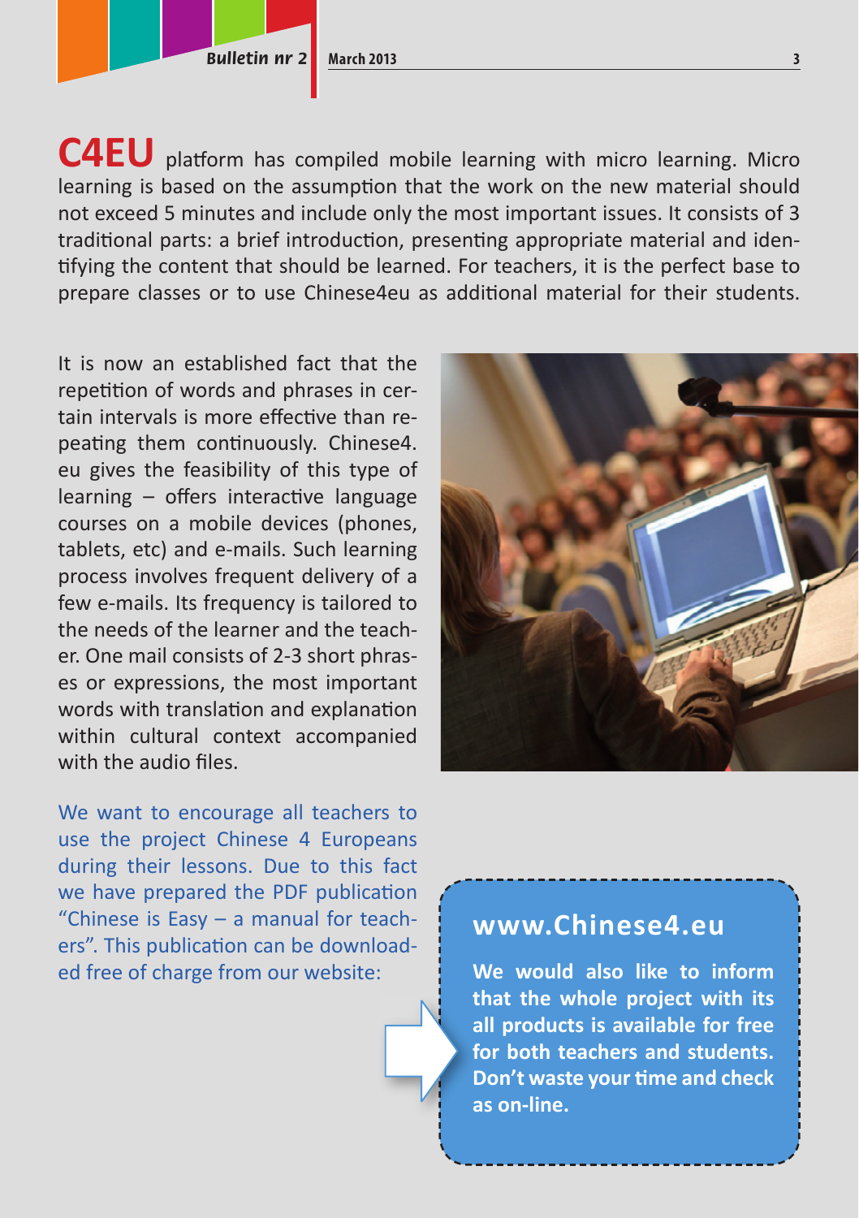**C4EU** platform has compiled mobile learning with micro learning. Micro learning is based on the assumption that the work on the new material should not exceed 5 minutes and include only the most important issues. It consists of 3 traditional parts: a brief introduction, presenting appropriate material and identifying the content that should be learned. For teachers, it is the perfect base to prepare classes or to use Chinese4eu as additional material for their students.

It is now an established fact that the repetition of words and phrases in certain intervals is more effective than repeating them continuously. Chinese4.eu gives the feasibility of this type of learning – offers interactive language courses on a mobile devices (phones, tablets, etc) and e-mails. Such learning process involves frequent delivery of a few e-mails. Its frequency is tailored to the needs of the learner and the teacher. One mail consists of 2-3 short phrases or expressions, the most important words with translation and explanation within cultural context accompanied with the audio files.

We want to encourage all teachers to use the project Chinese 4 Europeans during their lessons. Due to this fact we have prepared the PDF publication "Chinese is Easy – a manual for teachers". This publication can be downloaded free of charge from our website:

## www.Chinese4.eu

**We would also like to inform that the whole project with its all products is available for free for both teachers and students. Don't waste your time and check as on-line.**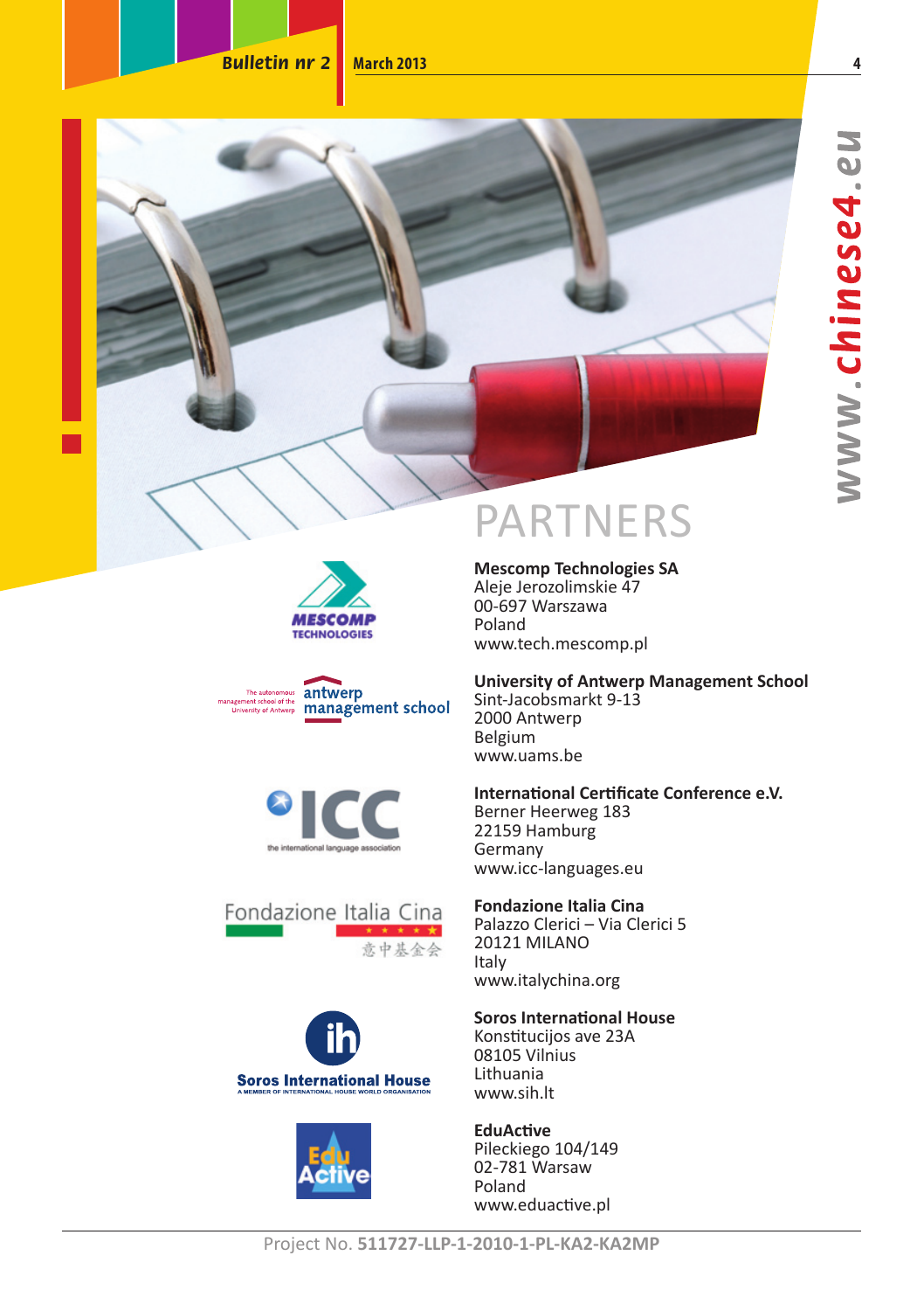# PARTNERS

**Mescomp Technologies SA**
Aleje Jerozolimskie 47
00-697 Warszawa
Poland
www.tech.mescomp.pl

**University of Antwerp Management School**
Sint-Jacobsmarkt 9-13
2000 Antwerp
Belgium
www.uams.be

**International Certificate Conference e.V.**
Berner Heerweg 183
22159 Hamburg
Germany
www.icc-languages.eu

**Fondazione Italia Cina**
Palazzo Clerici – Via Clerici 5
20121 MILANO
Italy
www.italychina.org

**Soros International House**
Konstitucijos ave 23A
08105 Vilnius
Lithuania
www.sih.lt

**EduActive**
Pileckiego 104/149
02-781 Warsaw
Poland
www.eduactive.pl

Project No. **511727-LLP-1-2010-1-PL-KA2-KA2MP**